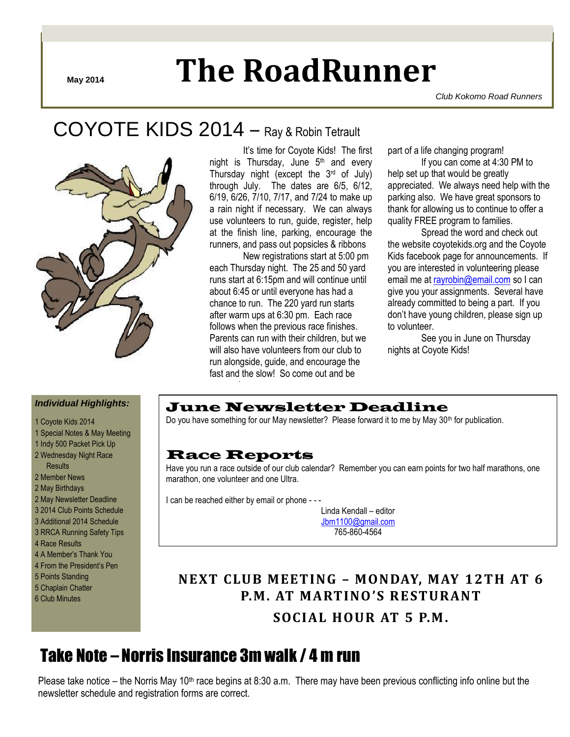May 2014

# The RoadRunner

*Club Kokomo Road Runners*

## COYOTE KIDS 2014 – Ray & Robin Tetrault

It's time for Coyote Kids! The first night is Thursday, June 5th and every Thursday night (except the 3rd of July) through July. The dates are 6/5, 6/12, 6/19, 6/26, 7/10, 7/17, and 7/24 to make up a rain night if necessary. We can always use volunteers to run, guide, register, help at the finish line, parking, encourage the runners, and pass out popsicles & ribbons

New registrations start at 5:00 pm each Thursday night. The 25 and 50 yard runs start at 6:15pm and will continue until about 6:45 or until everyone has had a chance to run. The 220 yard run starts after warm ups at 6:30 pm. Each race follows when the previous race finishes. Parents can run with their children, but we will also have volunteers from our club to run alongside, guide, and encourage the fast and the slow! So come out and be part of a life changing program!

If you can come at 4:30 PM to help set up that would be greatly appreciated. We always need help with the parking also. We have great sponsors to thank for allowing us to continue to offer a quality FREE program to families.

Spread the word and check out the website coyotekids.org and the Coyote Kids facebook page for announcements. If you are interested in volunteering please email me at rayrobin@email.com so I can give you your assignments. Several have already committed to being a part. If you don't have young children, please sign up to volunteer.

See you in June on Thursday nights at Coyote Kids!

***Individual Highlights:***

1 Coyote Kids 2014
1 Special Notes & May Meeting
1 Indy 500 Packet Pick Up
2 Wednesday Night Race Results
2 Member News
2 May Birthdays
2 May Newsletter Deadline
3 2014 Club Points Schedule
3 Additional 2014 Schedule
3 RRCA Running Safety Tips
4 Race Results
4 A Member's Thank You
4 From the President's Pen
5 Points Standing
5 Chaplain Chatter
6 Club Minutes

## June Newsletter Deadline

Do you have something for our May newsletter? Please forward it to me by May 30th for publication.

## Race Reports

Have you run a race outside of our club calendar? Remember you can earn points for two half marathons, one marathon, one volunteer and one Ultra.

I can be reached either by email or phone - - -

Linda Kendall – editor
Jbm1100@gmail.com
765-860-4564

**NEXT CLUB MEETING – MONDAY, MAY 12TH AT 6 P.M. AT MARTINO'S RESTURANT**

**SOCIAL HOUR AT 5 P.M.**

## Take Note – Norris Insurance 3m walk / 4 m run

Please take notice – the Norris May 10th race begins at 8:30 a.m. There may have been previous conflicting info online but the newsletter schedule and registration forms are correct.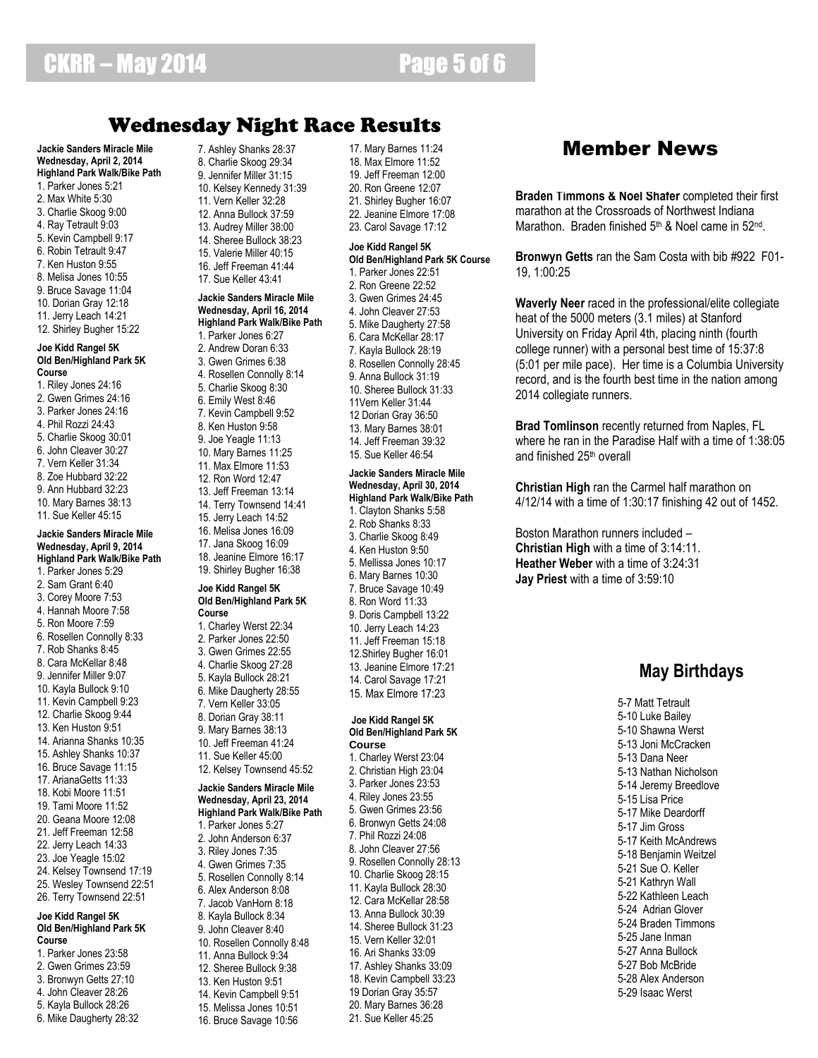# Wednesday Night Race Results

**Jackie Sanders Miracle Mile**
**Wednesday, April 2, 2014**
**Highland Park Walk/Bike Path**

1. Parker Jones 5:21
2. Max White 5:30
3. Charlie Skoog 9:00
4. Ray Tetrault 9:03
5. Kevin Campbell 9:17
6. Robin Tetrault 9:47
7. Ken Huston 9:55
8. Melisa Jones 10:55
9. Bruce Savage 11:04
10. Dorian Gray 12:18
11. Jerry Leach 14:21
12. Shirley Bugher 15:22

**Joe Kidd Rangel 5K**
**Old Ben/Highland Park 5K Course**

1. Riley Jones 24:16
2. Gwen Grimes 24:16
3. Parker Jones 24:16
4. Phil Rozzi 24:43
5. Charlie Skoog 30:01
6. John Cleaver 30:27
7. Vern Keller 31:34
8. Zoe Hubbard 32:22
9. Ann Hubbard 32:23
10. Mary Barnes 38:13
11. Sue Keller 45:15

**Jackie Sanders Miracle Mile**
**Wednesday, April 9, 2014**
**Highland Park Walk/Bike Path**

1. Parker Jones 5:29
2. Sam Grant 6:40
3. Corey Moore 7:53
4. Hannah Moore 7:58
5. Ron Moore 7:59
6. Rosellen Connolly 8:33
7. Rob Shanks 8:45
8. Cara McKellar 8:48
9. Jennifer Miller 9:07
10. Kayla Bullock 9:10
11. Kevin Campbell 9:23
12. Charlie Skoog 9:44
13. Ken Huston 9:51
14. Arianna Shanks 10:35
15. Ashley Shanks 10:37
16. Bruce Savage 11:15
17. ArianaGetts 11:33
18. Kobi Moore 11:51
19. Tami Moore 11:52
20. Geana Moore 12:08
21. Jeff Freeman 12:58
22. Jerry Leach 14:33
23. Joe Yeagle 15:02
24. Kelsey Townsend 17:19
25. Wesley Townsend 22:51
26. Terry Townsend 22:51

**Joe Kidd Rangel 5K**
**Old Ben/Highland Park 5K Course**

1. Parker Jones 23:58
2. Gwen Grimes 23:59
3. Bronwyn Getts 27:10
4. John Cleaver 28:26
5. Kayla Bullock 28:26
6. Mike Daugherty 28:32
7. Ashley Shanks 28:37
8. Charlie Skoog 29:34
9. Jennifer Miller 31:15
10. Kelsey Kennedy 31:39
11. Vern Keller 32:28
12. Anna Bullock 37:59
13. Audrey Miller 38:00
14. Sheree Bullock 38:23
15. Valerie Miller 40:15
16. Jeff Freeman 41:44
17. Sue Keller 43:41

**Jackie Sanders Miracle Mile**
**Wednesday, April 16, 2014**
**Highland Park Walk/Bike Path**

1. Parker Jones 6:27
2. Andrew Doran 6:33
3. Gwen Grimes 6:38
4. Rosellen Connolly 8:14
5. Charlie Skoog 8:30
6. Emily West 8:46
7. Kevin Campbell 9:52
8. Ken Huston 9:58
9. Joe Yeagle 11:13
10. Mary Barnes 11:25
11. Max Elmore 11:53
12. Ron Word 12:47
13. Jeff Freeman 13:14
14. Terry Townsend 14:41
15. Jerry Leach 14:52
16. Melisa Jones 16:09
17. Jana Skoog 16:09
18. Jeanine Elmore 16:17
19. Shirley Bugher 16:38

**Joe Kidd Rangel 5K**
**Old Ben/Highland Park 5K Course**

1. Charley Werst 22:34
2. Parker Jones 22:50
3. Gwen Grimes 22:55
4. Charlie Skoog 27:28
5. Kayla Bullock 28:21
6. Mike Daugherty 28:55
7. Vern Keller 33:05
8. Dorian Gray 38:11
9. Mary Barnes 38:13
10. Jeff Freeman 41:24
11. Sue Keller 45:00
12. Kelsey Townsend 45:52

**Jackie Sanders Miracle Mile**
**Wednesday, April 23, 2014**
**Highland Park Walk/Bike Path**

1. Parker Jones 5:27
2. John Anderson 6:37
3. Riley Jones 7:35
4. Gwen Grimes 7:35
5. Rosellen Connolly 8:14
6. Alex Anderson 8:08
7. Jacob VanHorn 8:18
8. Kayla Bullock 8:34
9. John Cleaver 8:40
10. Rosellen Connolly 8:48
11. Anna Bullock 9:34
12. Sheree Bullock 9:38
13. Ken Huston 9:51
14. Kevin Campbell 9:51
15. Melissa Jones 10:51
16. Bruce Savage 10:56
17. Mary Barnes 11:24
18. Max Elmore 11:52
19. Jeff Freeman 12:00
20. Ron Greene 12:07
21. Shirley Bugher 16:07
22. Jeanine Elmore 17:08
23. Carol Savage 17:12

**Joe Kidd Rangel 5K**
**Old Ben/Highland Park 5K Course**

1. Parker Jones 22:51
2. Ron Greene 22:52
3. Gwen Grimes 24:45
4. John Cleaver 27:53
5. Mike Daugherty 27:58
6. Cara McKellar 28:17
7. Kayla Bullock 28:19
8. Rosellen Connolly 28:45
9. Anna Bullock 31:19
10. Sheree Bullock 31:33
11. Vern Keller 31:44
12. Dorian Gray 36:50
13. Mary Barnes 38:01
14. Jeff Freeman 39:32
15. Sue Keller 46:54

**Jackie Sanders Miracle Mile**
**Wednesday, April 30, 2014**
**Highland Park Walk/Bike Path**

1. Clayton Shanks 5:58
2. Rob Shanks 8:33
3. Charlie Skoog 8:49
4. Ken Huston 9:50
5. Mellissa Jones 10:17
6. Mary Barnes 10:30
7. Bruce Savage 10:49
8. Ron Word 11:33
9. Doris Campbell 13:22
10. Jerry Leach 14:23
11. Jeff Freeman 15:18
12. Shirley Bugher 16:01
13. Jeanine Elmore 17:21
14. Carol Savage 17:21
15. Max Elmore 17:23

**Joe Kidd Rangel 5K**
**Old Ben/Highland Park 5K Course**

1. Charley Werst 23:04
2. Christian High 23:04
3. Parker Jones 23:53
4. Riley Jones 23:55
5. Gwen Grimes 23:56
6. Bronwyn Getts 24:08
7. Phil Rozzi 24:08
8. John Cleaver 27:56
9. Rosellen Connolly 28:13
10. Charlie Skoog 28:15
11. Kayla Bullock 28:30
12. Cara McKellar 28:58
13. Anna Bullock 30:39
14. Sheree Bullock 31:23
15. Vern Keller 32:01
16. Ari Shanks 33:09
17. Ashley Shanks 33:09
18. Kevin Campbell 33:23
19. Dorian Gray 35:57
20. Mary Barnes 36:28
21. Sue Keller 45:25

# Member News

**Braden Timmons & Noel Shafer** completed their first marathon at the Crossroads of Northwest Indiana Marathon. Braden finished 5th & Noel came in 52nd.

**Bronwyn Getts** ran the Sam Costa with bib #922 F01-19, 1:00:25

**Waverly Neer** raced in the professional/elite collegiate heat of the 5000 meters (3.1 miles) at Stanford University on Friday April 4th, placing ninth (fourth college runner) with a personal best time of 15:37:8 (5:01 per mile pace). Her time is a Columbia University record, and is the fourth best time in the nation among 2014 collegiate runners.

**Brad Tomlinson** recently returned from Naples, FL where he ran in the Paradise Half with a time of 1:38:05 and finished 25th overall

**Christian High** ran the Carmel half marathon on 4/12/14 with a time of 1:30:17 finishing 42 out of 1452.

Boston Marathon runners included –
**Christian High** with a time of 3:14:11.
**Heather Weber** with a time of 3:24:31
**Jay Priest** with a time of 3:59:10

## May Birthdays

5-7 Matt Tetrault
5-10 Luke Bailey
5-10 Shawna Werst
5-13 Joni McCracken
5-13 Dana Neer
5-13 Nathan Nicholson
5-14 Jeremy Breedlove
5-15 Lisa Price
5-17 Mike Deardorff
5-17 Jim Gross
5-17 Keith McAndrews
5-18 Benjamin Weitzel
5-21 Sue O. Keller
5-21 Kathryn Wall
5-22 Kathleen Leach
5-24 Adrian Glover
5-24 Braden Timmons
5-25 Jane Inman
5-27 Anna Bullock
5-27 Bob McBride
5-28 Alex Anderson
5-29 Isaac Werst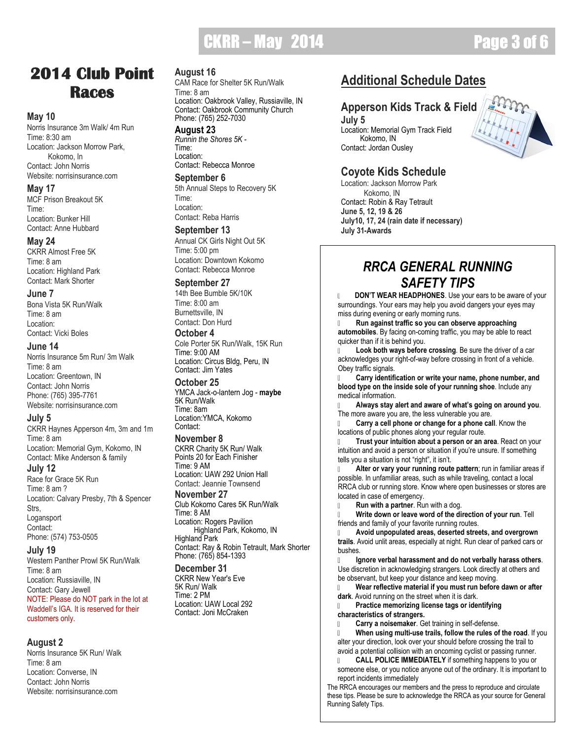# 2014 Club Point Races

### May 10
Norris Insurance 3m Walk/ 4m Run
Time: 8:30 am
Location: Jackson Morrow Park, Kokomo, In
Contact: John Norris
Website: norrisinsurance.com

### May 17
MCF Prison Breakout 5K
Time:
Location: Bunker Hill
Contact: Anne Hubbard

### May 24
CKRR Almost Free 5K
Time: 8 am
Location: Highland Park
Contact: Mark Shorter

### June 7
Bona Vista 5K Run/Walk
Time: 8 am
Location:
Contact: Vicki Boles

### June 14
Norris Insurance 5m Run/ 3m Walk
Time: 8 am
Location: Greentown, IN
Contact: John Norris
Phone: (765) 395-7761
Website: norrisinsurance.com

### July 5
CKRR Haynes Apperson 4m, 3m and 1m
Time: 8 am
Location: Memorial Gym, Kokomo, IN
Contact: Mike Anderson & family

### July 12
Race for Grace 5K Run
Time: 8 am ?
Location: Calvary Presby, 7th & Spencer Strs, Logansport
Contact:
Phone: (574) 753-0505

### July 19
Western Panther Prowl 5K Run/Walk
Time: 8 am
Location: Russiaville, IN
Contact: Gary Jewell
NOTE: Please do NOT park in the lot at Waddell's IGA. It is reserved for their customers only.

### August 2
Norris Insurance 5K Run/ Walk
Time: 8 am
Location: Converse, IN
Contact: John Norris
Website: norrisinsurance.com

### August 16
CAM Race for Shelter 5K Run/Walk
Time: 8 am
Location: Oakbrook Valley, Russiaville, IN
Contact: Oakbrook Community Church
Phone: (765) 252-7030

### August 23
*Runnin the Shores 5K -*
Time:
Location:
Contact: Rebecca Monroe

### September 6
5th Annual Steps to Recovery 5K
Time:
Location:
Contact: Reba Harris

### September 13
Annual CK Girls Night Out 5K
Time: 5:00 pm
Location: Downtown Kokomo
Contact: Rebecca Monroe

### September 27
14th Bee Bumble 5K/10K
Time: 8:00 am
Burnettsville, IN
Contact: Don Hurd

### October 4
Cole Porter 5K Run/Walk, 15K Run
Time: 9:00 AM
Location: Circus Bldg, Peru, IN
Contact: Jim Yates

### October 25
YMCA Jack-o-lantern Jog - **maybe**
5K Run/Walk
Time: 8am
Location:YMCA, Kokomo
Contact:

### November 8
CKRR Charity 5K Run/ Walk
Points 20 for Each Finisher
Time: 9 AM
Location: UAW 292 Union Hall
Contact: Jeannie Townsend

### November 27
Club Kokomo Cares 5K Run/Walk
Time: 8 AM
Location: Rogers Pavilion
Highland Park, Kokomo, IN
Highland Park
Contact: Ray & Robin Tetrault, Mark Shorter
Phone: (765) 854-1393

### December 31
CKRR New Year's Eve
5K Run/ Walk
Time: 2 PM
Location: UAW Local 292
Contact: Joni McCraken

## Additional Schedule Dates

### Apperson Kids Track & Field
**July 5**
Location: Memorial Gym Track Field
Kokomo, IN
Contact: Jordan Ousley

### Coyote Kids Schedule
Location: Jackson Morrow Park
Kokomo, IN
Contact: Robin & Ray Tetrault
**June 5, 12, 19 & 26**
**July10, 17, 24 (rain date if necessary)**
**July 31-Awards**

## *RRCA GENERAL RUNNING SAFETY TIPS*

- **DON'T WEAR HEADPHONES**. Use your ears to be aware of your surroundings. Your ears may help you avoid dangers your eyes may miss during evening or early morning runs.
- **Run against traffic so you can observe approaching automobiles**. By facing on-coming traffic, you may be able to react quicker than if it is behind you.
- **Look both ways before crossing**. Be sure the driver of a car acknowledges your right-of-way before crossing in front of a vehicle. Obey traffic signals.
- **Carry identification or write your name, phone number, and blood type on the inside sole of your running shoe**. Include any medical information.
- **Always stay alert and aware of what's going on around you**. The more aware you are, the less vulnerable you are.
- **Carry a cell phone or change for a phone call**. Know the locations of public phones along your regular route.
- **Trust your intuition about a person or an area**. React on your intuition and avoid a person or situation if you're unsure. If something tells you a situation is not "right", it isn't.
- **Alter or vary your running route pattern**; run in familiar areas if possible. In unfamiliar areas, such as while traveling, contact a local RRCA club or running store. Know where open businesses or stores are located in case of emergency.
- **Run with a partner**. Run with a dog.
- **Write down or leave word of the direction of your run**. Tell friends and family of your favorite running routes.
- **Avoid unpopulated areas, deserted streets, and overgrown trails**. Avoid unlit areas, especially at night. Run clear of parked cars or bushes.
- **Ignore verbal harassment and do not verbally harass others**. Use discretion in acknowledging strangers. Look directly at others and be observant, but keep your distance and keep moving.
- **Wear reflective material if you must run before dawn or after dark**. Avoid running on the street when it is dark.
- **Practice memorizing license tags or identifying characteristics of strangers.**
- **Carry a noisemaker**. Get training in self-defense.
- **When using multi-use trails, follow the rules of the road**. If you alter your direction, look over your should before crossing the trail to avoid a potential collision with an oncoming cyclist or passing runner.
- **CALL POLICE IMMEDIATELY** if something happens to you or someone else, or you notice anyone out of the ordinary. It is important to report incidents immediately

The RRCA encourages our members and the press to reproduce and circulate these tips. Please be sure to acknowledge the RRCA as your source for General Running Safety Tips.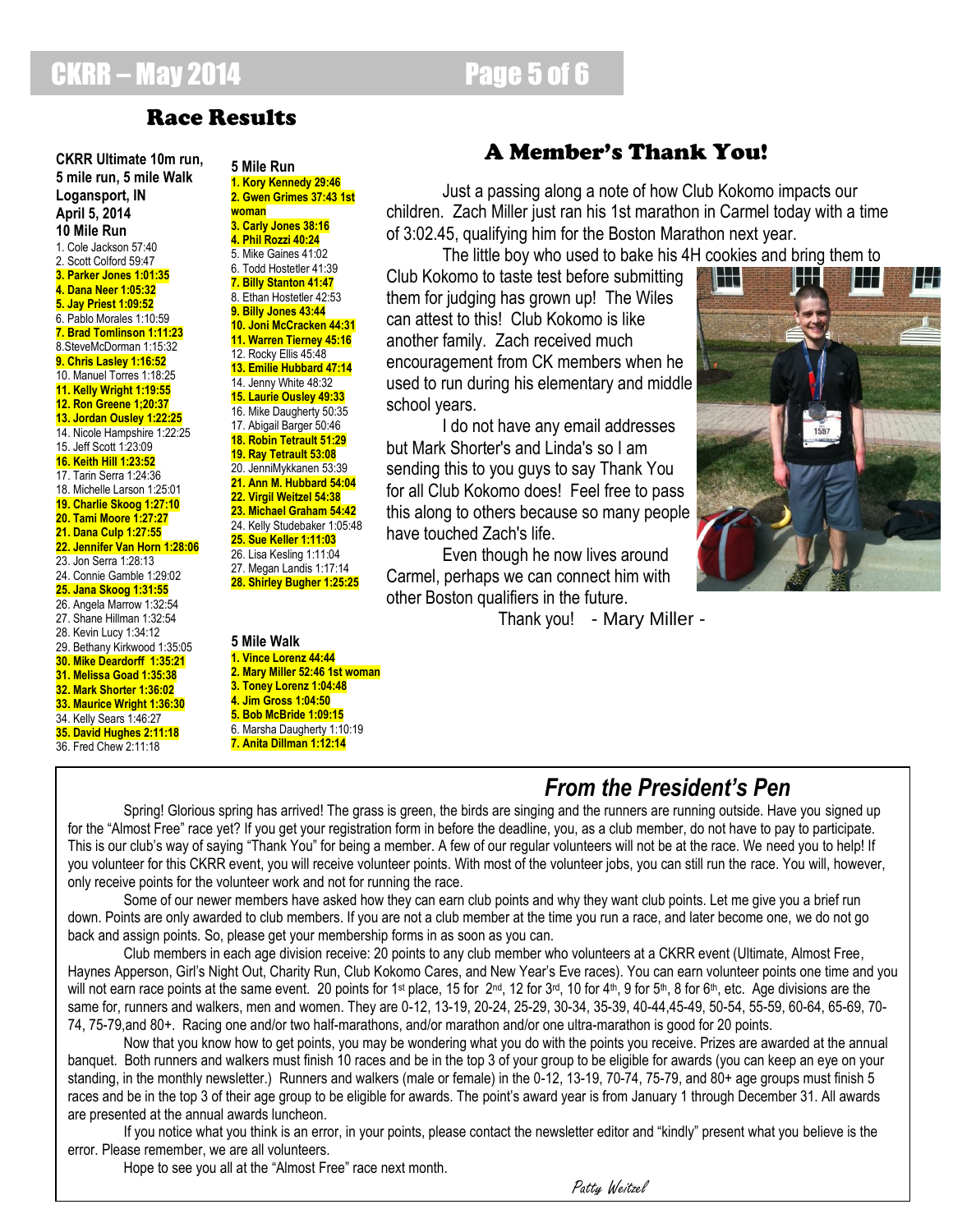## Race Results

**CKRR Ultimate 10m run, 5 mile run, 5 mile Walk**
**Logansport, IN**
**April 5, 2014**

**10 Mile Run**

1. Cole Jackson 57:40
2. Scott Colford 59:47
3. **Parker Jones 1:01:35**
4. **Dana Neer 1:05:32**
5. **Jay Priest 1:09:52**
6. Pablo Morales 1:10:59
7. **Brad Tomlinson 1:11:23**
8. SteveMcDorman 1:15:32
9. **Chris Lasley 1:16:52**
10. Manuel Torres 1:18:25
11. **Kelly Wright 1:19:55**
12. **Ron Greene 1;20:37**
13. **Jordan Ousley 1:22:25**
14. Nicole Hampshire 1:22:25
15. Jeff Scott 1:23:09
16. **Keith Hill 1:23:52**
17. Tarin Serra 1:24:36
18. Michelle Larson 1:25:01
19. **Charlie Skoog 1:27:10**
20. **Tami Moore 1:27:27**
21. **Dana Culp 1:27:55**
22. **Jennifer Van Horn 1:28:06**
23. Jon Serra 1:28:13
24. Connie Gamble 1:29:02
25. **Jana Skoog 1:31:55**
26. Angela Marrow 1:32:54
27. Shane Hillman 1:32:54
28. Kevin Lucy 1:34:12
29. Bethany Kirkwood 1:35:05
30. **Mike Deardorff 1:35:21**
31. **Melissa Goad 1:35:38**
32. **Mark Shorter 1:36:02**
33. **Maurice Wright 1:36:30**
34. Kelly Sears 1:46:27
35. **David Hughes 2:11:18**
36. Fred Chew 2:11:18

**5 Mile Run**

1. **Kory Kennedy 29:46**
2. **Gwen Grimes 37:43 1st woman**
3. **Carly Jones 38:16**
4. **Phil Rozzi 40:24**
5. Mike Gaines 41:02
6. Todd Hostetler 41:39
7. **Billy Stanton 41:47**
8. Ethan Hostetler 42:53
9. **Billy Jones 43:44**
10. **Joni McCracken 44:31**
11. **Warren Tierney 45:16**
12. Rocky Ellis 45:48
13. **Emilie Hubbard 47:14**
14. Jenny White 48:32
15. **Laurie Ousley 49:33**
16. Mike Daugherty 50:35
17. Abigail Barger 50:46
18. **Robin Tetrault 51:29**
19. **Ray Tetrault 53:08**
20. JenniMykkanen 53:39
21. **Ann M. Hubbard 54:04**
22. **Virgil Weitzel 54:38**
23. **Michael Graham 54:42**
24. Kelly Studebaker 1:05:48
25. **Sue Keller 1:11:03**
26. Lisa Kesling 1:11:04
27. Megan Landis 1:17:14
28. **Shirley Bugher 1:25:25**

**5 Mile Walk**

1. **Vince Lorenz 44:44**
2. **Mary Miller 52:46 1st woman**
3. **Toney Lorenz 1:04:48**
4. **Jim Gross 1:04:50**
5. **Bob McBride 1:09:15**
6. Marsha Daugherty 1:10:19
7. **Anita Dillman 1:12:14**

## A Member's Thank You!

Just a passing along a note of how Club Kokomo impacts our children. Zach Miller just ran his 1st marathon in Carmel today with a time of 3:02.45, qualifying him for the Boston Marathon next year.

The little boy who used to bake his 4H cookies and bring them to Club Kokomo to taste test before submitting them for judging has grown up! The Wiles can attest to this! Club Kokomo is like another family. Zach received much encouragement from CK members when he used to run during his elementary and middle school years.

I do not have any email addresses but Mark Shorter's and Linda's so I am sending this to you guys to say Thank You for all Club Kokomo does! Feel free to pass this along to others because so many people have touched Zach's life.

Even though he now lives around Carmel, perhaps we can connect him with other Boston qualifiers in the future.

Thank you! - Mary Miller -

## *From the President's Pen*

Spring! Glorious spring has arrived! The grass is green, the birds are singing and the runners are running outside. Have you signed up for the "Almost Free" race yet? If you get your registration form in before the deadline, you, as a club member, do not have to pay to participate. This is our club's way of saying "Thank You" for being a member. A few of our regular volunteers will not be at the race. We need you to help! If you volunteer for this CKRR event, you will receive volunteer points. With most of the volunteer jobs, you can still run the race. You will, however, only receive points for the volunteer work and not for running the race.

Some of our newer members have asked how they can earn club points and why they want club points. Let me give you a brief run down. Points are only awarded to club members. If you are not a club member at the time you run a race, and later become one, we do not go back and assign points. So, please get your membership forms in as soon as you can.

Club members in each age division receive: 20 points to any club member who volunteers at a CKRR event (Ultimate, Almost Free, Haynes Apperson, Girl's Night Out, Charity Run, Club Kokomo Cares, and New Year's Eve races). You can earn volunteer points one time and you will not earn race points at the same event. 20 points for 1st place, 15 for 2nd, 12 for 3rd, 10 for 4th, 9 for 5th, 8 for 6th, etc. Age divisions are the same for, runners and walkers, men and women. They are 0-12, 13-19, 20-24, 25-29, 30-34, 35-39, 40-44,45-49, 50-54, 55-59, 60-64, 65-69, 70-74, 75-79,and 80+. Racing one and/or two half-marathons, and/or marathon and/or one ultra-marathon is good for 20 points.

Now that you know how to get points, you may be wondering what you do with the points you receive. Prizes are awarded at the annual banquet. Both runners and walkers must finish 10 races and be in the top 3 of your group to be eligible for awards (you can keep an eye on your standing, in the monthly newsletter.) Runners and walkers (male or female) in the 0-12, 13-19, 70-74, 75-79, and 80+ age groups must finish 5 races and be in the top 3 of their age group to be eligible for awards. The point's award year is from January 1 through December 31. All awards are presented at the annual awards luncheon.

If you notice what you think is an error, in your points, please contact the newsletter editor and "kindly" present what you believe is the error. Please remember, we are all volunteers.

Hope to see you all at the "Almost Free" race next month.

*Patty Weitzel*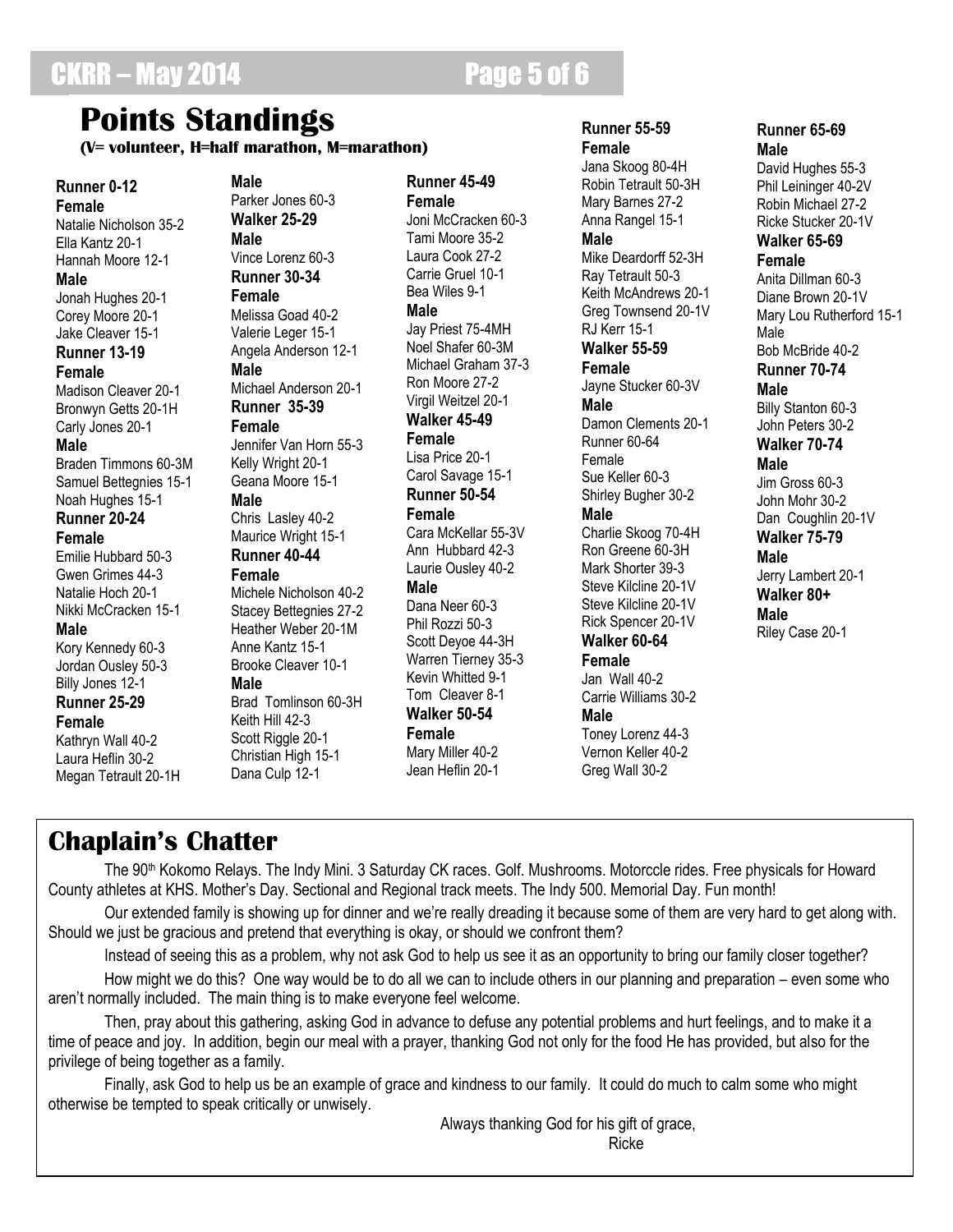# Points Standings

**(V= volunteer, H=half marathon, M=marathon)**

**Runner 0-12**
**Female**
Natalie Nicholson 35-2
Ella Kantz 20-1
Hannah Moore 12-1
**Male**
Jonah Hughes 20-1
Corey Moore 20-1
Jake Cleaver 15-1

**Runner 13-19**
**Female**
Madison Cleaver 20-1
Bronwyn Getts 20-1H
Carly Jones 20-1
**Male**
Braden Timmons 60-3M
Samuel Bettegnies 15-1
Noah Hughes 15-1

**Runner 20-24**
**Female**
Emilie Hubbard 50-3
Gwen Grimes 44-3
Natalie Hoch 20-1
Nikki McCracken 15-1
**Male**
Kory Kennedy 60-3
Jordan Ousley 50-3
Billy Jones 12-1

**Runner 25-29**
**Female**
Kathryn Wall 40-2
Laura Heflin 30-2
Megan Tetrault 20-1H
**Male**
Parker Jones 60-3

**Walker 25-29**
**Male**
Vince Lorenz 60-3

**Runner 30-34**
**Female**
Melissa Goad 40-2
Valerie Leger 15-1
Angela Anderson 12-1
**Male**
Michael Anderson 20-1

**Runner 35-39**
**Female**
Jennifer Van Horn 55-3
Kelly Wright 20-1
Geana Moore 15-1
**Male**
Chris Lasley 40-2
Maurice Wright 15-1

**Runner 40-44**
**Female**
Michele Nicholson 40-2
Stacey Bettegnies 27-2
Heather Weber 20-1M
Anne Kantz 15-1
Brooke Cleaver 10-1
**Male**
Brad Tomlinson 60-3H
Keith Hill 42-3
Scott Riggle 20-1
Christian High 15-1
Dana Culp 12-1

**Runner 45-49**
**Female**
Joni McCracken 60-3
Tami Moore 35-2
Laura Cook 27-2
Carrie Gruel 10-1
Bea Wiles 9-1
**Male**
Jay Priest 75-4MH
Noel Shafer 60-3M
Michael Graham 37-3
Ron Moore 27-2
Virgil Weitzel 20-1

**Walker 45-49**
**Female**
Lisa Price 20-1
Carol Savage 15-1

**Runner 50-54**
**Female**
Cara McKellar 55-3V
Ann Hubbard 42-3
Laurie Ousley 40-2
**Male**
Dana Neer 60-3
Phil Rozzi 50-3
Scott Deyoe 44-3H
Warren Tierney 35-3
Kevin Whitted 9-1
Tom Cleaver 8-1

**Walker 50-54**
**Female**
Mary Miller 40-2
Jean Heflin 20-1

**Runner 55-59**
**Female**
Jana Skoog 80-4H
Robin Tetrault 50-3H
Mary Barnes 27-2
Anna Rangel 15-1
**Male**
Mike Deardorff 52-3H
Ray Tetrault 50-3
Keith McAndrews 20-1
Greg Townsend 20-1V
RJ Kerr 15-1

**Walker 55-59**
**Female**
Jayne Stucker 60-3V
**Male**
Damon Clements 20-1

Runner 60-64
Female
Sue Keller 60-3
Shirley Bugher 30-2
**Male**
Charlie Skoog 70-4H
Ron Greene 60-3H
Mark Shorter 39-3
Steve Kilcline 20-1V
Steve Kilcline 20-1V
Rick Spencer 20-1V

**Walker 60-64**
**Female**
Jan Wall 40-2
Carrie Williams 30-2
**Male**
Toney Lorenz 44-3
Vernon Keller 40-2
Greg Wall 30-2

**Runner 65-69**
**Male**
David Hughes 55-3
Phil Leininger 40-2V
Robin Michael 27-2
Ricke Stucker 20-1V

**Walker 65-69**
**Female**
Anita Dillman 60-3
Diane Brown 20-1V
Mary Lou Rutherford 15-1
Male
Bob McBride 40-2

**Runner 70-74**
**Male**
Billy Stanton 60-3
John Peters 30-2

**Walker 70-74**
**Male**
Jim Gross 60-3
John Mohr 30-2
Dan Coughlin 20-1V

**Walker 75-79**
**Male**
Jerry Lambert 20-1

**Walker 80+**
**Male**
Riley Case 20-1

# Chaplain's Chatter

The 90th Kokomo Relays. The Indy Mini. 3 Saturday CK races. Golf. Mushrooms. Motorccle rides. Free physicals for Howard County athletes at KHS. Mother's Day. Sectional and Regional track meets. The Indy 500. Memorial Day. Fun month!

Our extended family is showing up for dinner and we're really dreading it because some of them are very hard to get along with. Should we just be gracious and pretend that everything is okay, or should we confront them?

Instead of seeing this as a problem, why not ask God to help us see it as an opportunity to bring our family closer together?

How might we do this? One way would be to do all we can to include others in our planning and preparation – even some who aren't normally included. The main thing is to make everyone feel welcome.

Then, pray about this gathering, asking God in advance to defuse any potential problems and hurt feelings, and to make it a time of peace and joy. In addition, begin our meal with a prayer, thanking God not only for the food He has provided, but also for the privilege of being together as a family.

Finally, ask God to help us be an example of grace and kindness to our family. It could do much to calm some who might otherwise be tempted to speak critically or unwisely.

Always thanking God for his gift of grace,
Ricke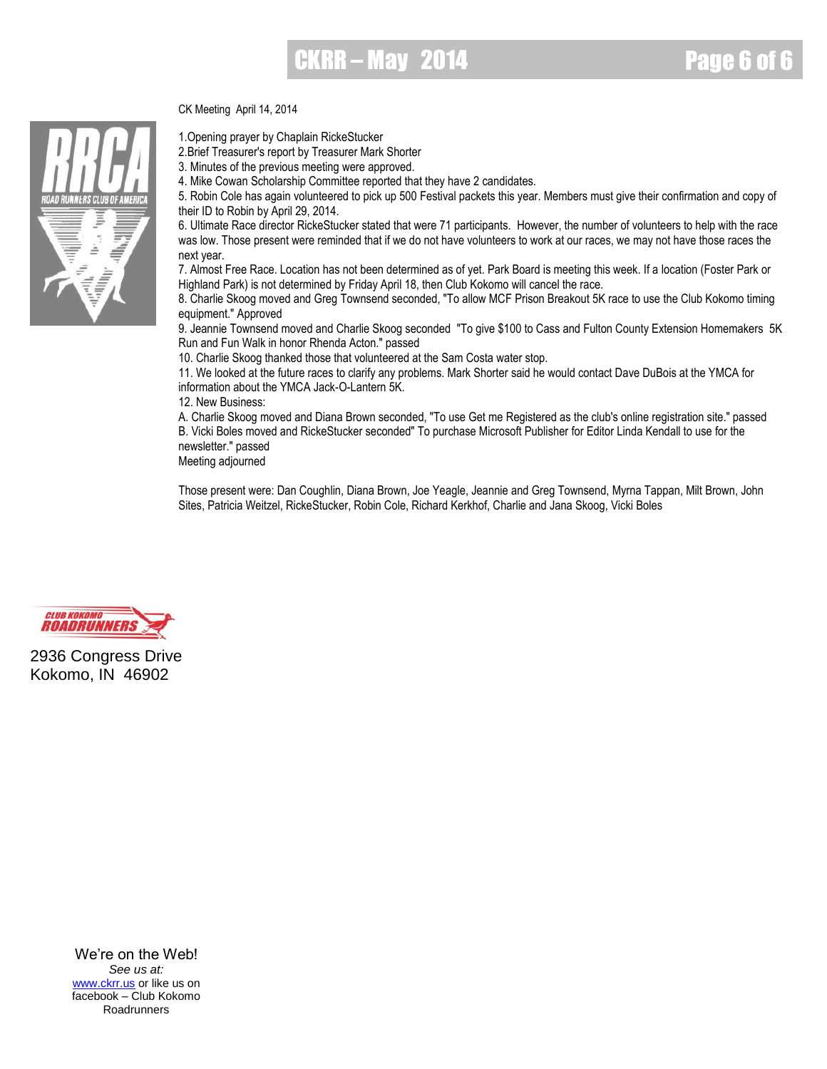CK Meeting April 14, 2014

1.Opening prayer by Chaplain RickeStucker
2.Brief Treasurer's report by Treasurer Mark Shorter
3. Minutes of the previous meeting were approved.
4. Mike Cowan Scholarship Committee reported that they have 2 candidates.
5. Robin Cole has again volunteered to pick up 500 Festival packets this year. Members must give their confirmation and copy of their ID to Robin by April 29, 2014.
6. Ultimate Race director RickeStucker stated that were 71 participants. However, the number of volunteers to help with the race was low. Those present were reminded that if we do not have volunteers to work at our races, we may not have those races the next year.
7. Almost Free Race. Location has not been determined as of yet. Park Board is meeting this week. If a location (Foster Park or Highland Park) is not determined by Friday April 18, then Club Kokomo will cancel the race.
8. Charlie Skoog moved and Greg Townsend seconded, "To allow MCF Prison Breakout 5K race to use the Club Kokomo timing equipment." Approved
9. Jeannie Townsend moved and Charlie Skoog seconded "To give $100 to Cass and Fulton County Extension Homemakers 5K Run and Fun Walk in honor Rhenda Acton." passed
10. Charlie Skoog thanked those that volunteered at the Sam Costa water stop.
11. We looked at the future races to clarify any problems. Mark Shorter said he would contact Dave DuBois at the YMCA for information about the YMCA Jack-O-Lantern 5K.
12. New Business:
A. Charlie Skoog moved and Diana Brown seconded, "To use Get me Registered as the club's online registration site." passed
B. Vicki Boles moved and RickeStucker seconded" To purchase Microsoft Publisher for Editor Linda Kendall to use for the newsletter." passed
Meeting adjourned

Those present were: Dan Coughlin, Diana Brown, Joe Yeagle, Jeannie and Greg Townsend, Myrna Tappan, Milt Brown, John Sites, Patricia Weitzel, RickeStucker, Robin Cole, Richard Kerkhof, Charlie and Jana Skoog, Vicki Boles

CLUB KOKOMO ROADRUNNERS

2936 Congress Drive
Kokomo, IN 46902

We're on the Web!
*See us at:*
www.ckrr.us or like us on facebook – Club Kokomo Roadrunners